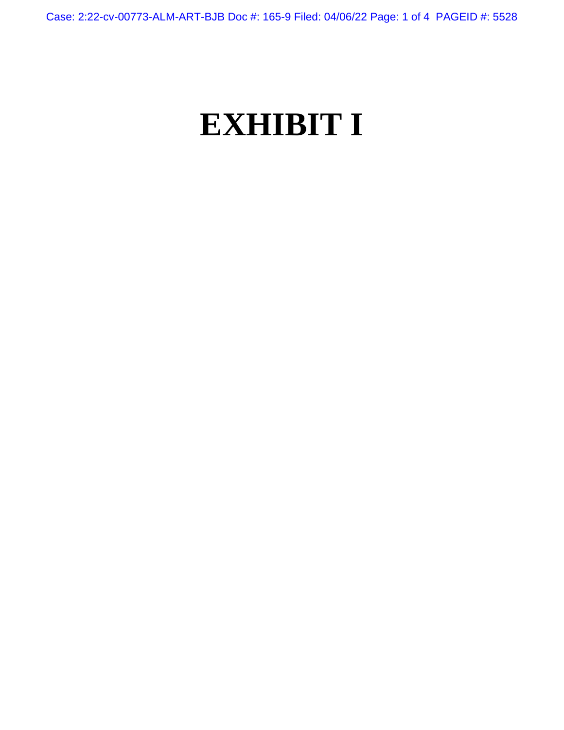# EXHIBIT I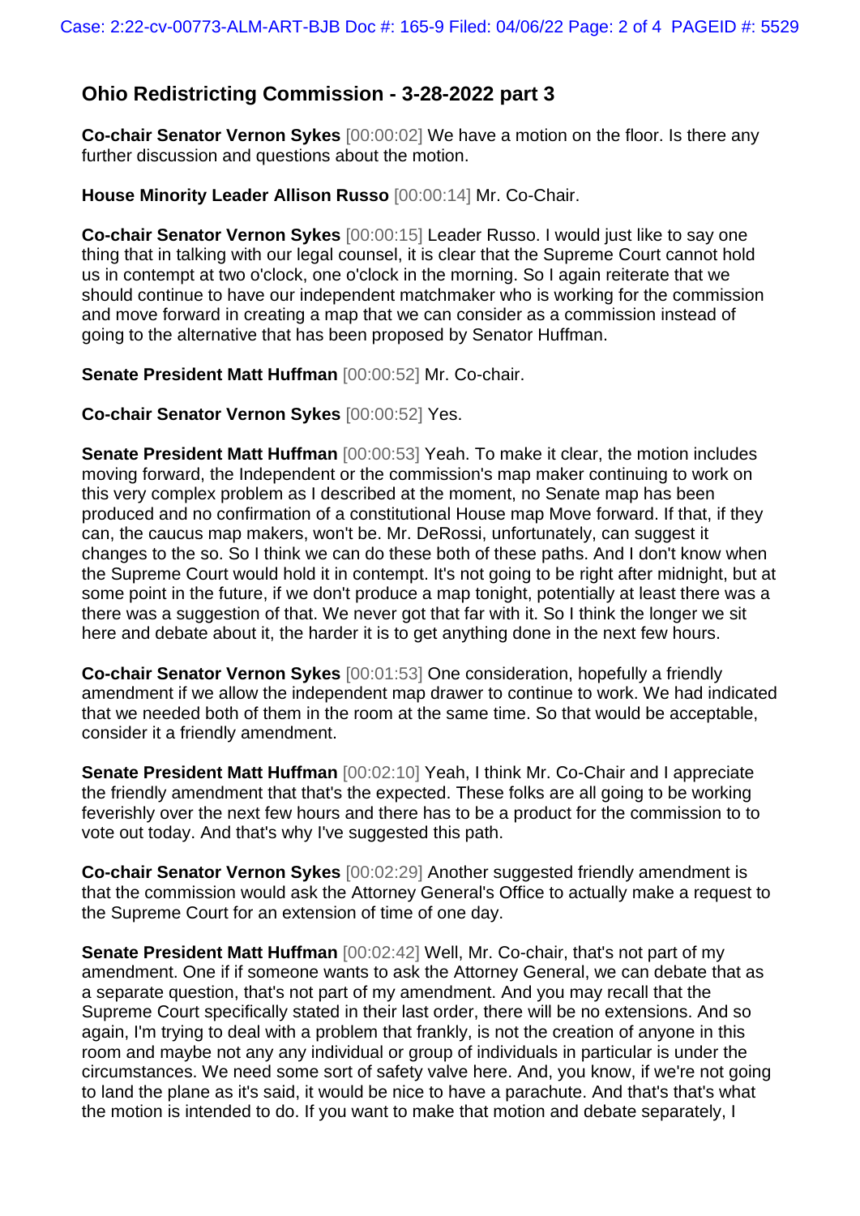## Ohio Redistricting Commission - 3-28-2022 part 3

**Co-chair Senator Vernon Sykes** [00:00:02] We have a motion on the floor. Is there any further discussion and questions about the motion.

**House Minority Leader Allison Russo** [00:00:14] Mr. Co-Chair.

**Co-chair Senator Vernon Sykes** [00:00:15] Leader Russo. I would just like to say one thing that in talking with our legal counsel, it is clear that the Supreme Court cannot hold us in contempt at two o'clock, one o'clock in the morning. So I again reiterate that we should continue to have our independent matchmaker who is working for the commission and move forward in creating a map that we can consider as a commission instead of going to the alternative that has been proposed by Senator Huffman.

**Senate President Matt Huffman** [00:00:52] Mr. Co-chair.

**Co-chair Senator Vernon Sykes** [00:00:52] Yes.

**Senate President Matt Huffman** [00:00:53] Yeah. To make it clear, the motion includes moving forward, the Independent or the commission's map maker continuing to work on this very complex problem as I described at the moment, no Senate map has been produced and no confirmation of a constitutional House map Move forward. If that, if they can, the caucus map makers, won't be. Mr. DeRossi, unfortunately, can suggest it changes to the so. So I think we can do these both of these paths. And I don't know when the Supreme Court would hold it in contempt. It's not going to be right after midnight, but at some point in the future, if we don't produce a map tonight, potentially at least there was a there was a suggestion of that. We never got that far with it. So I think the longer we sit here and debate about it, the harder it is to get anything done in the next few hours.

**Co-chair Senator Vernon Sykes** [00:01:53] One consideration, hopefully a friendly amendment if we allow the independent map drawer to continue to work. We had indicated that we needed both of them in the room at the same time. So that would be acceptable, consider it a friendly amendment.

**Senate President Matt Huffman** [00:02:10] Yeah, I think Mr. Co-Chair and I appreciate the friendly amendment that that's the expected. These folks are all going to be working feverishly over the next few hours and there has to be a product for the commission to to vote out today. And that's why I've suggested this path.

**Co-chair Senator Vernon Sykes** [00:02:29] Another suggested friendly amendment is that the commission would ask the Attorney General's Office to actually make a request to the Supreme Court for an extension of time of one day.

**Senate President Matt Huffman** [00:02:42] Well, Mr. Co-chair, that's not part of my amendment. One if if someone wants to ask the Attorney General, we can debate that as a separate question, that's not part of my amendment. And you may recall that the Supreme Court specifically stated in their last order, there will be no extensions. And so again, I'm trying to deal with a problem that frankly, is not the creation of anyone in this room and maybe not any any individual or group of individuals in particular is under the circumstances. We need some sort of safety valve here. And, you know, if we're not going to land the plane as it's said, it would be nice to have a parachute. And that's that's what the motion is intended to do. If you want to make that motion and debate separately, I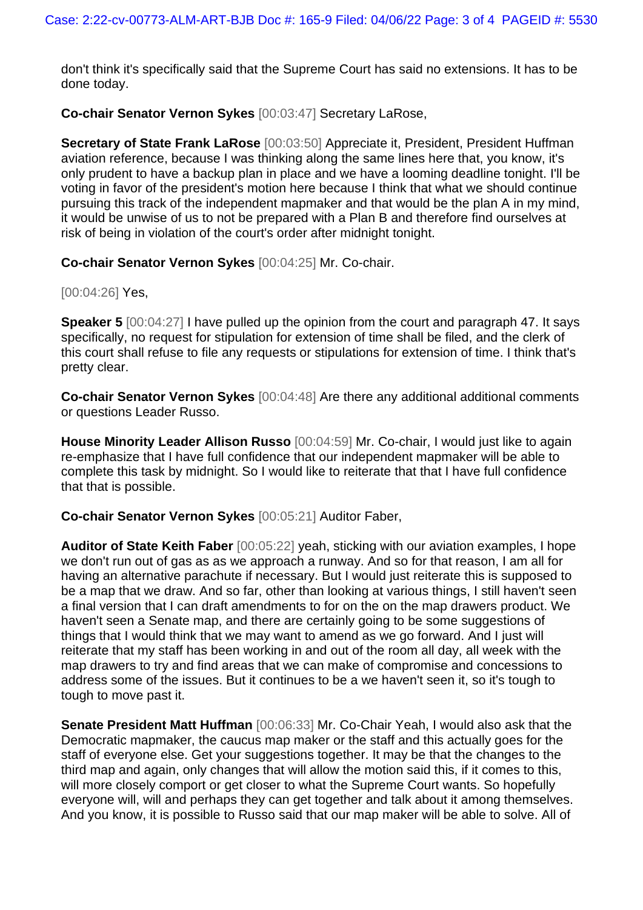don't think it's specifically said that the Supreme Court has said no extensions. It has to be done today.

**Co-chair Senator Vernon Sykes** [00:03:47] Secretary LaRose,

**Secretary of State Frank LaRose** [00:03:50] Appreciate it, President, President Huffman aviation reference, because I was thinking along the same lines here that, you know, it's only prudent to have a backup plan in place and we have a looming deadline tonight. I'll be voting in favor of the president's motion here because I think that what we should continue pursuing this track of the independent mapmaker and that would be the plan A in my mind, it would be unwise of us to not be prepared with a Plan B and therefore find ourselves at risk of being in violation of the court's order after midnight tonight.

**Co-chair Senator Vernon Sykes** [00:04:25] Mr. Co-chair.

[00:04:26] Yes,

**Speaker 5** [00:04:27] I have pulled up the opinion from the court and paragraph 47. It says specifically, no request for stipulation for extension of time shall be filed, and the clerk of this court shall refuse to file any requests or stipulations for extension of time. I think that's pretty clear.

**Co-chair Senator Vernon Sykes** [00:04:48] Are there any additional additional comments or questions Leader Russo.

**House Minority Leader Allison Russo** [00:04:59] Mr. Co-chair, I would just like to again re-emphasize that I have full confidence that our independent mapmaker will be able to complete this task by midnight. So I would like to reiterate that that I have full confidence that that is possible.

**Co-chair Senator Vernon Sykes** [00:05:21] Auditor Faber,

**Auditor of State Keith Faber** [00:05:22] yeah, sticking with our aviation examples, I hope we don't run out of gas as as we approach a runway. And so for that reason, I am all for having an alternative parachute if necessary. But I would just reiterate this is supposed to be a map that we draw. And so far, other than looking at various things, I still haven't seen a final version that I can draft amendments to for on the on the map drawers product. We haven't seen a Senate map, and there are certainly going to be some suggestions of things that I would think that we may want to amend as we go forward. And I just will reiterate that my staff has been working in and out of the room all day, all week with the map drawers to try and find areas that we can make of compromise and concessions to address some of the issues. But it continues to be a we haven't seen it, so it's tough to tough to move past it.

**Senate President Matt Huffman** [00:06:33] Mr. Co-Chair Yeah, I would also ask that the Democratic mapmaker, the caucus map maker or the staff and this actually goes for the staff of everyone else. Get your suggestions together. It may be that the changes to the third map and again, only changes that will allow the motion said this, if it comes to this, will more closely comport or get closer to what the Supreme Court wants. So hopefully everyone will, will and perhaps they can get together and talk about it among themselves. And you know, it is possible to Russo said that our map maker will be able to solve. All of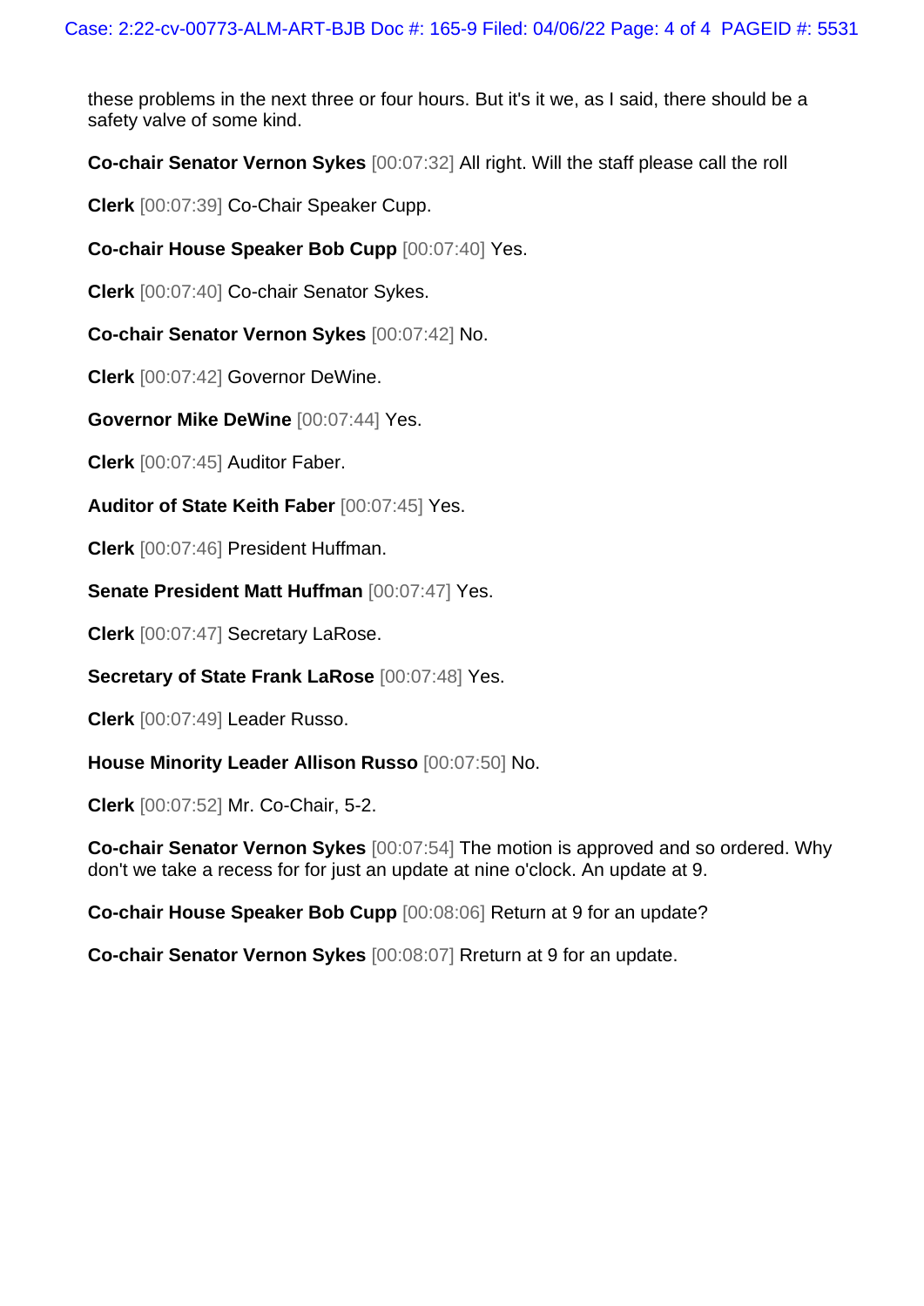these problems in the next three or four hours. But it's it we, as I said, there should be a safety valve of some kind.

**Co-chair Senator Vernon Sykes** [00:07:32] All right. Will the staff please call the roll

**Clerk** [00:07:39] Co-Chair Speaker Cupp.

**Co-chair House Speaker Bob Cupp** [00:07:40] Yes.

**Clerk** [00:07:40] Co-chair Senator Sykes.

**Co-chair Senator Vernon Sykes** [00:07:42] No.

**Clerk** [00:07:42] Governor DeWine.

**Governor Mike DeWine** [00:07:44] Yes.

**Clerk** [00:07:45] Auditor Faber.

**Auditor of State Keith Faber** [00:07:45] Yes.

**Clerk** [00:07:46] President Huffman.

**Senate President Matt Huffman** [00:07:47] Yes.

**Clerk** [00:07:47] Secretary LaRose.

**Secretary of State Frank LaRose** [00:07:48] Yes.

**Clerk** [00:07:49] Leader Russo.

**House Minority Leader Allison Russo** [00:07:50] No.

**Clerk** [00:07:52] Mr. Co-Chair, 5-2.

**Co-chair Senator Vernon Sykes** [00:07:54] The motion is approved and so ordered. Why don't we take a recess for for just an update at nine o'clock. An update at 9.

**Co-chair House Speaker Bob Cupp** [00:08:06] Return at 9 for an update?

**Co-chair Senator Vernon Sykes** [00:08:07] Rreturn at 9 for an update.